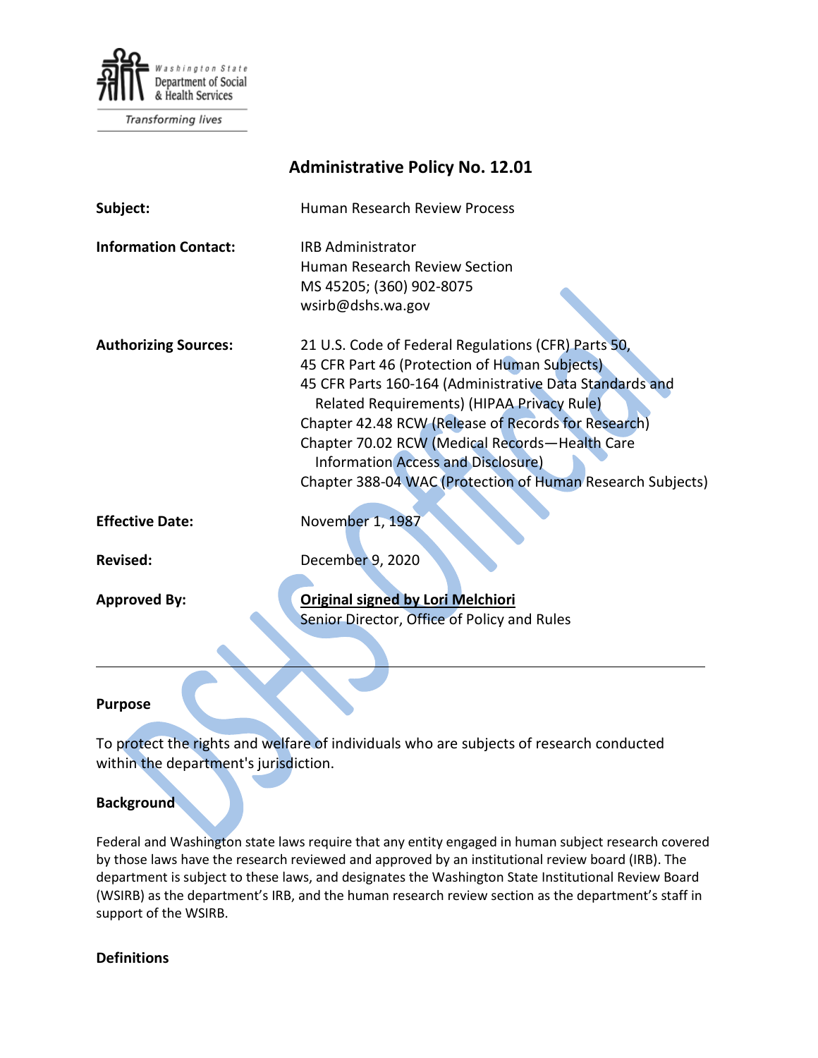Washington State Department of Social & Health Services

Transforming lives

# Administrative Policy No. 12.01

| | |
|---|---|
| **Subject:** | Human Research Review Process |
| **Information Contact:** | IRB Administrator<br>Human Research Review Section<br>MS 45205; (360) 902-8075<br>wsirb@dshs.wa.gov |
| **Authorizing Sources:** | 21 U.S. Code of Federal Regulations (CFR) Parts 50,<br>45 CFR Part 46 (Protection of Human Subjects)<br>45 CFR Parts 160-164 (Administrative Data Standards and Related Requirements) (HIPAA Privacy Rule)<br>Chapter 42.48 RCW (Release of Records for Research)<br>Chapter 70.02 RCW (Medical Records—Health Care Information Access and Disclosure)<br>Chapter 388-04 WAC (Protection of Human Research Subjects) |
| **Effective Date:** | November 1, 1987 |
| **Revised:** | December 9, 2020 |
| **Approved By:** | **Original signed by Lori Melchiori**<br>Senior Director, Office of Policy and Rules |

---

## Purpose

To protect the rights and welfare of individuals who are subjects of research conducted within the department's jurisdiction.

## Background

Federal and Washington state laws require that any entity engaged in human subject research covered by those laws have the research reviewed and approved by an institutional review board (IRB). The department is subject to these laws, and designates the Washington State Institutional Review Board (WSIRB) as the department's IRB, and the human research review section as the department's staff in support of the WSIRB.

## Definitions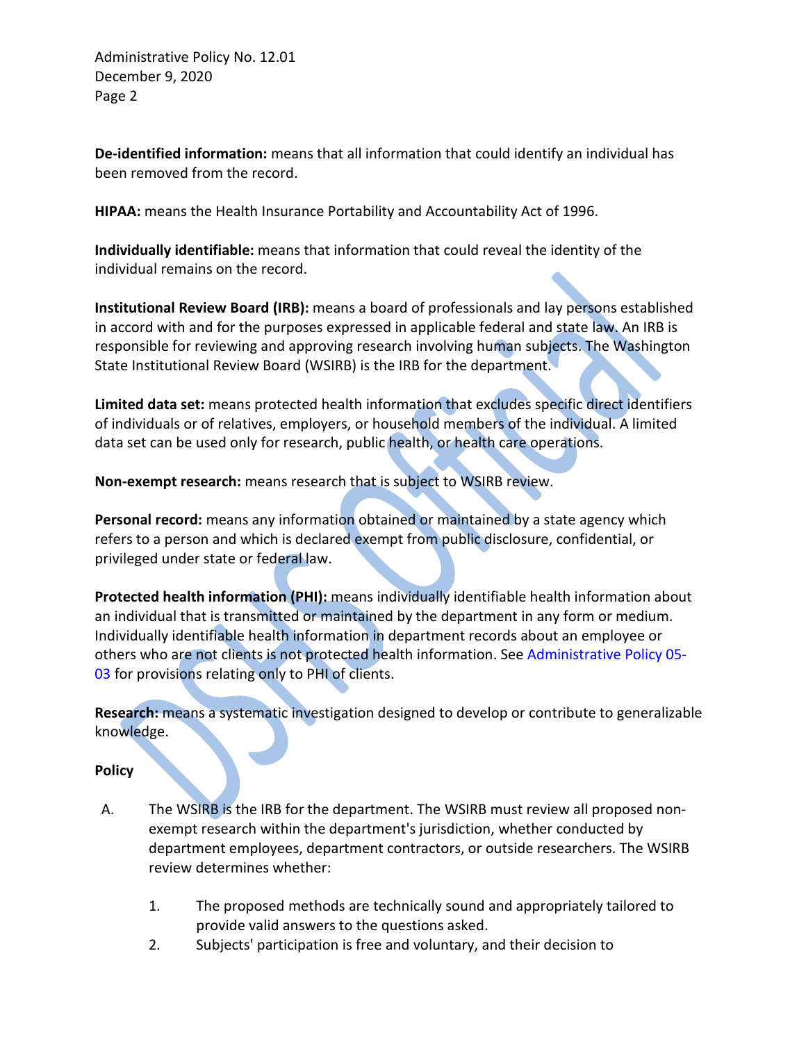**De-identified information:** means that all information that could identify an individual has been removed from the record.

**HIPAA:** means the Health Insurance Portability and Accountability Act of 1996.

**Individually identifiable:** means that information that could reveal the identity of the individual remains on the record.

**Institutional Review Board (IRB):** means a board of professionals and lay persons established in accord with and for the purposes expressed in applicable federal and state law. An IRB is responsible for reviewing and approving research involving human subjects. The Washington State Institutional Review Board (WSIRB) is the IRB for the department.

**Limited data set:** means protected health information that excludes specific direct identifiers of individuals or of relatives, employers, or household members of the individual. A limited data set can be used only for research, public health, or health care operations.

**Non-exempt research:** means research that is subject to WSIRB review.

**Personal record:** means any information obtained or maintained by a state agency which refers to a person and which is declared exempt from public disclosure, confidential, or privileged under state or federal law.

**Protected health information (PHI):** means individually identifiable health information about an individual that is transmitted or maintained by the department in any form or medium. Individually identifiable health information in department records about an employee or others who are not clients is not protected health information. See Administrative Policy 05-03 for provisions relating only to PHI of clients.

**Research:** means a systematic investigation designed to develop or contribute to generalizable knowledge.

**Policy**

A. The WSIRB is the IRB for the department. The WSIRB must review all proposed non-exempt research within the department's jurisdiction, whether conducted by department employees, department contractors, or outside researchers. The WSIRB review determines whether:

1. The proposed methods are technically sound and appropriately tailored to provide valid answers to the questions asked.
2. Subjects' participation is free and voluntary, and their decision to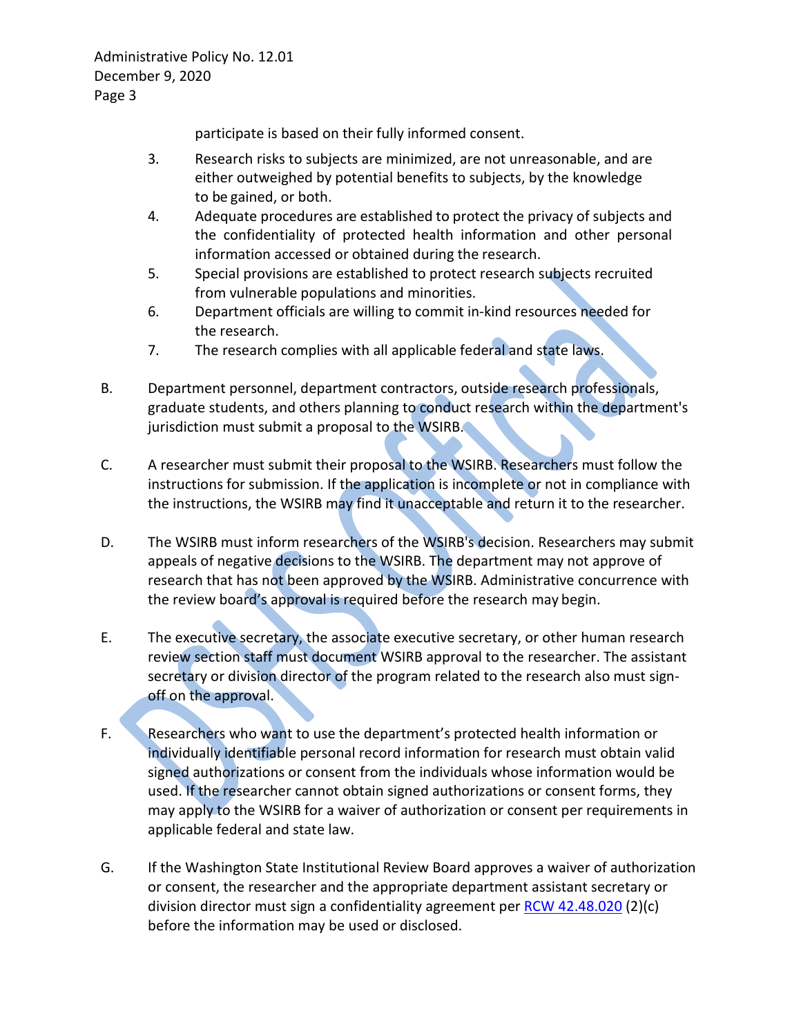participate is based on their fully informed consent.

3. Research risks to subjects are minimized, are not unreasonable, and are either outweighed by potential benefits to subjects, by the knowledge to be gained, or both.
4. Adequate procedures are established to protect the privacy of subjects and the confidentiality of protected health information and other personal information accessed or obtained during the research.
5. Special provisions are established to protect research subjects recruited from vulnerable populations and minorities.
6. Department officials are willing to commit in-kind resources needed for the research.
7. The research complies with all applicable federal and state laws.

B. Department personnel, department contractors, outside research professionals, graduate students, and others planning to conduct research within the department's jurisdiction must submit a proposal to the WSIRB.

C. A researcher must submit their proposal to the WSIRB. Researchers must follow the instructions for submission. If the application is incomplete or not in compliance with the instructions, the WSIRB may find it unacceptable and return it to the researcher.

D. The WSIRB must inform researchers of the WSIRB's decision. Researchers may submit appeals of negative decisions to the WSIRB. The department may not approve of research that has not been approved by the WSIRB. Administrative concurrence with the review board's approval is required before the research may begin.

E. The executive secretary, the associate executive secretary, or other human research review section staff must document WSIRB approval to the researcher. The assistant secretary or division director of the program related to the research also must sign-off on the approval.

F. Researchers who want to use the department's protected health information or individually identifiable personal record information for research must obtain valid signed authorizations or consent from the individuals whose information would be used. If the researcher cannot obtain signed authorizations or consent forms, they may apply to the WSIRB for a waiver of authorization or consent per requirements in applicable federal and state law.

G. If the Washington State Institutional Review Board approves a waiver of authorization or consent, the researcher and the appropriate department assistant secretary or division director must sign a confidentiality agreement per RCW 42.48.020 (2)(c) before the information may be used or disclosed.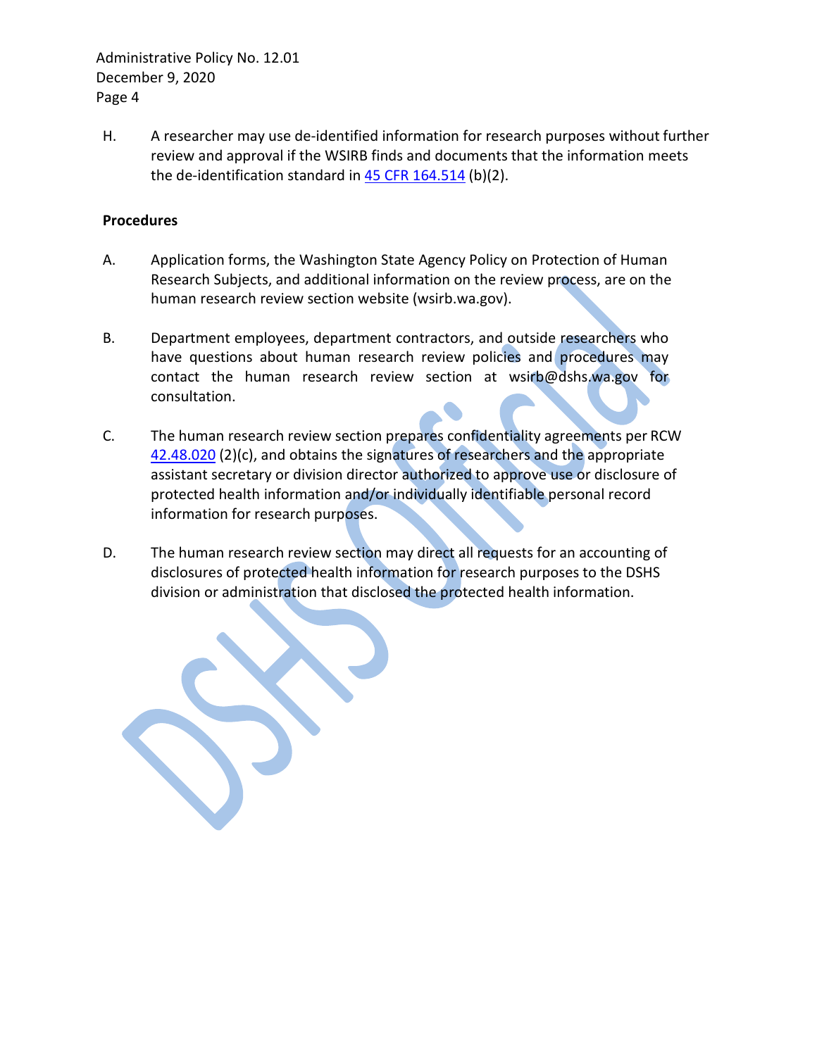H. A researcher may use de-identified information for research purposes without further review and approval if the WSIRB finds and documents that the information meets the de-identification standard in [45 CFR 164.514](45 CFR 164.514) (b)(2).

**Procedures**

A. Application forms, the Washington State Agency Policy on Protection of Human Research Subjects, and additional information on the review process, are on the human research review section website (wsirb.wa.gov).

B. Department employees, department contractors, and outside researchers who have questions about human research review policies and procedures may contact the human research review section at wsirb@dshs.wa.gov for consultation.

C. The human research review section prepares confidentiality agreements per RCW 42.48.020 (2)(c), and obtains the signatures of researchers and the appropriate assistant secretary or division director authorized to approve use or disclosure of protected health information and/or individually identifiable personal record information for research purposes.

D. The human research review section may direct all requests for an accounting of disclosures of protected health information for research purposes to the DSHS division or administration that disclosed the protected health information.